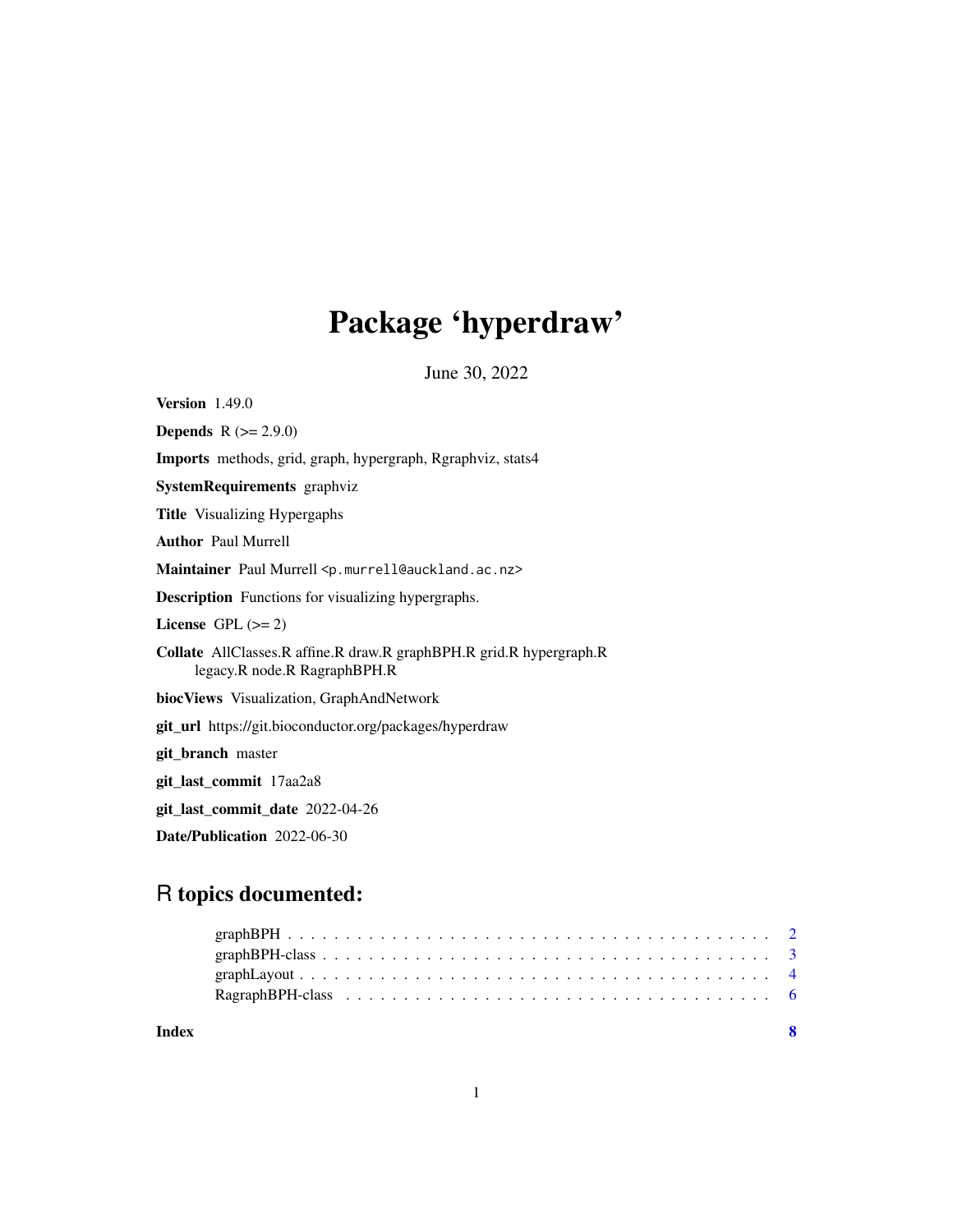# Package 'hyperdraw'

June 30, 2022

**Version** 1.49.0

**Depends** R (>= 2.9.0)

**Imports** methods, grid, graph, hypergraph, Rgraphviz, stats4

**SystemRequirements** graphviz

**Title** Visualizing Hypergaphs

**Author** Paul Murrell

**Maintainer** Paul Murrell <p.murrell@auckland.ac.nz>

**Description** Functions for visualizing hypergraphs.

**License** GPL (>= 2)

**Collate** AllClasses.R affine.R draw.R graphBPH.R grid.R hypergraph.R legacy.R node.R RagraphBPH.R

**biocViews** Visualization, GraphAndNetwork

**git_url** https://git.bioconductor.org/packages/hyperdraw

**git_branch** master

**git_last_commit** 17aa2a8

**git_last_commit_date** 2022-04-26

**Date/Publication** 2022-06-30

## R topics documented:

- graphBPH . . . . . . . . . . . . . . . . . . . . . . . . . . . . . . . . . . . . . . . . 2
- graphBPH-class . . . . . . . . . . . . . . . . . . . . . . . . . . . . . . . . . . . . . 3
- graphLayout . . . . . . . . . . . . . . . . . . . . . . . . . . . . . . . . . . . . . . . 4
- RagraphBPH-class . . . . . . . . . . . . . . . . . . . . . . . . . . . . . . . . . . . . 6

**Index** **8**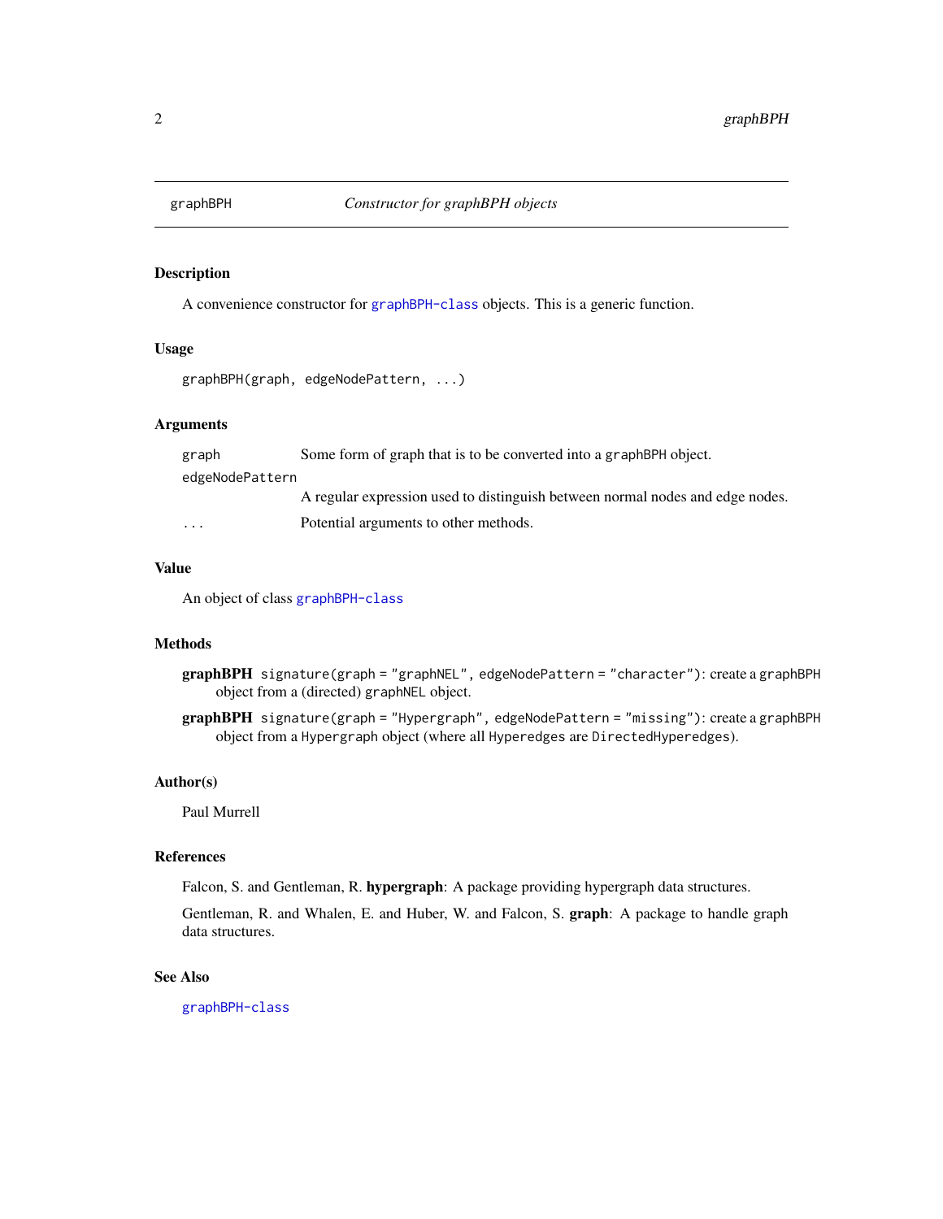## graphBPH — *Constructor for graphBPH objects*

### Description

A convenience constructor for `graphBPH-class` objects. This is a generic function.

### Usage

```
graphBPH(graph, edgeNodePattern, ...)
```

### Arguments

| | |
|---|---|
| `graph` | Some form of graph that is to be converted into a `graphBPH` object. |
| `edgeNodePattern` | A regular expression used to distinguish between normal nodes and edge nodes. |
| `...` | Potential arguments to other methods. |

### Value

An object of class `graphBPH-class`

### Methods

**graphBPH** `signature(graph = "graphNEL", edgeNodePattern = "character")`: create a `graphBPH` object from a (directed) `graphNEL` object.

**graphBPH** `signature(graph = "Hypergraph", edgeNodePattern = "missing")`: create a `graphBPH` object from a `Hypergraph` object (where all `Hyperedges` are `DirectedHyperedges`).

### Author(s)

Paul Murrell

### References

Falcon, S. and Gentleman, R. **hypergraph**: A package providing hypergraph data structures.

Gentleman, R. and Whalen, E. and Huber, W. and Falcon, S. **graph**: A package to handle graph data structures.

### See Also

`graphBPH-class`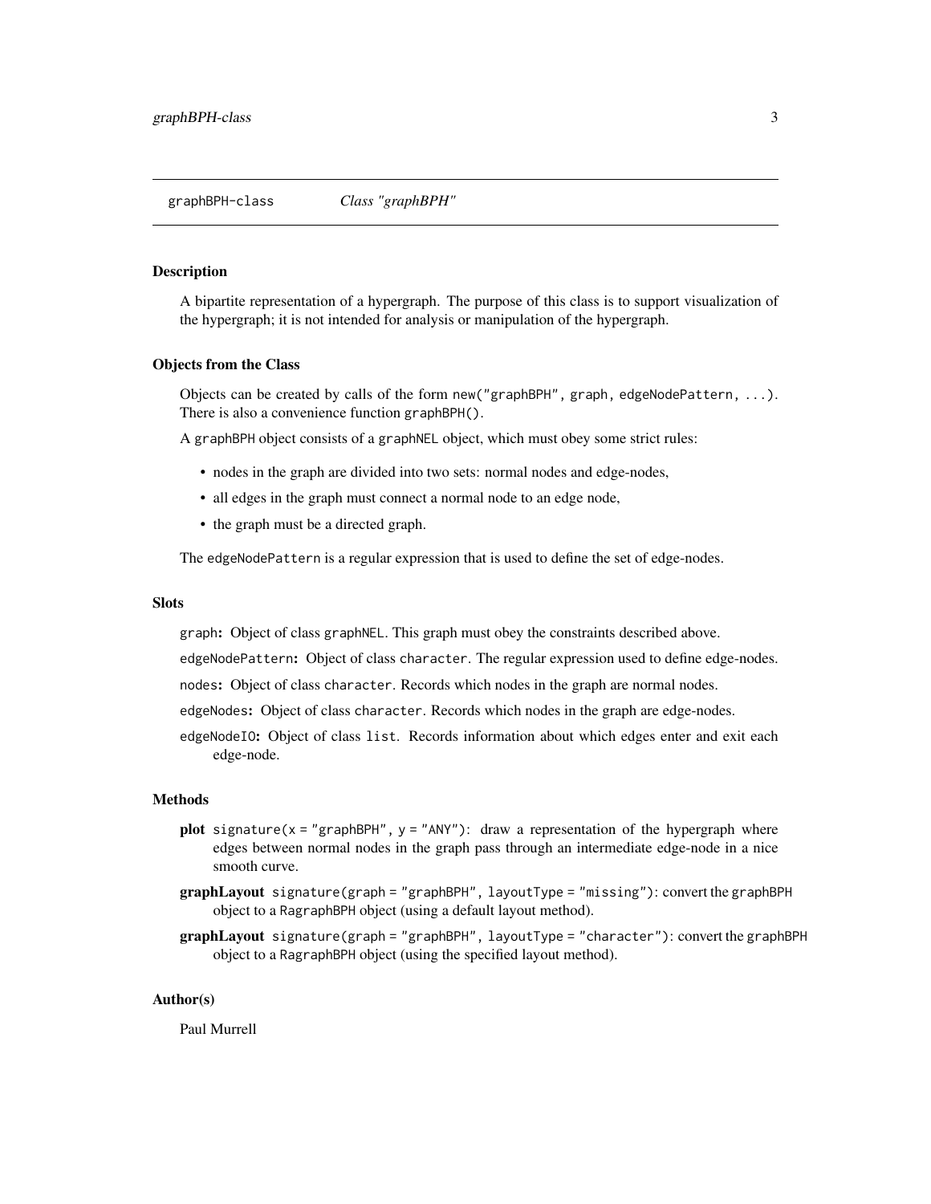# graphBPH-class — *Class "graphBPH"*

## Description

A bipartite representation of a hypergraph. The purpose of this class is to support visualization of the hypergraph; it is not intended for analysis or manipulation of the hypergraph.

## Objects from the Class

Objects can be created by calls of the form `new("graphBPH", graph, edgeNodePattern, ...)`. There is also a convenience function `graphBPH()`.

A `graphBPH` object consists of a `graphNEL` object, which must obey some strict rules:

- nodes in the graph are divided into two sets: normal nodes and edge-nodes,
- all edges in the graph must connect a normal node to an edge node,
- the graph must be a directed graph.

The `edgeNodePattern` is a regular expression that is used to define the set of edge-nodes.

## Slots

`graph`: Object of class `graphNEL`. This graph must obey the constraints described above.

`edgeNodePattern`: Object of class `character`. The regular expression used to define edge-nodes.

`nodes`: Object of class `character`. Records which nodes in the graph are normal nodes.

`edgeNodes`: Object of class `character`. Records which nodes in the graph are edge-nodes.

`edgeNodeIO`: Object of class `list`. Records information about which edges enter and exit each edge-node.

## Methods

**plot** `signature(x = "graphBPH", y = "ANY")`: draw a representation of the hypergraph where edges between normal nodes in the graph pass through an intermediate edge-node in a nice smooth curve.

**graphLayout** `signature(graph = "graphBPH", layoutType = "missing")`: convert the `graphBPH` object to a `RagraphBPH` object (using a default layout method).

**graphLayout** `signature(graph = "graphBPH", layoutType = "character")`: convert the `graphBPH` object to a `RagraphBPH` object (using the specified layout method).

## Author(s)

Paul Murrell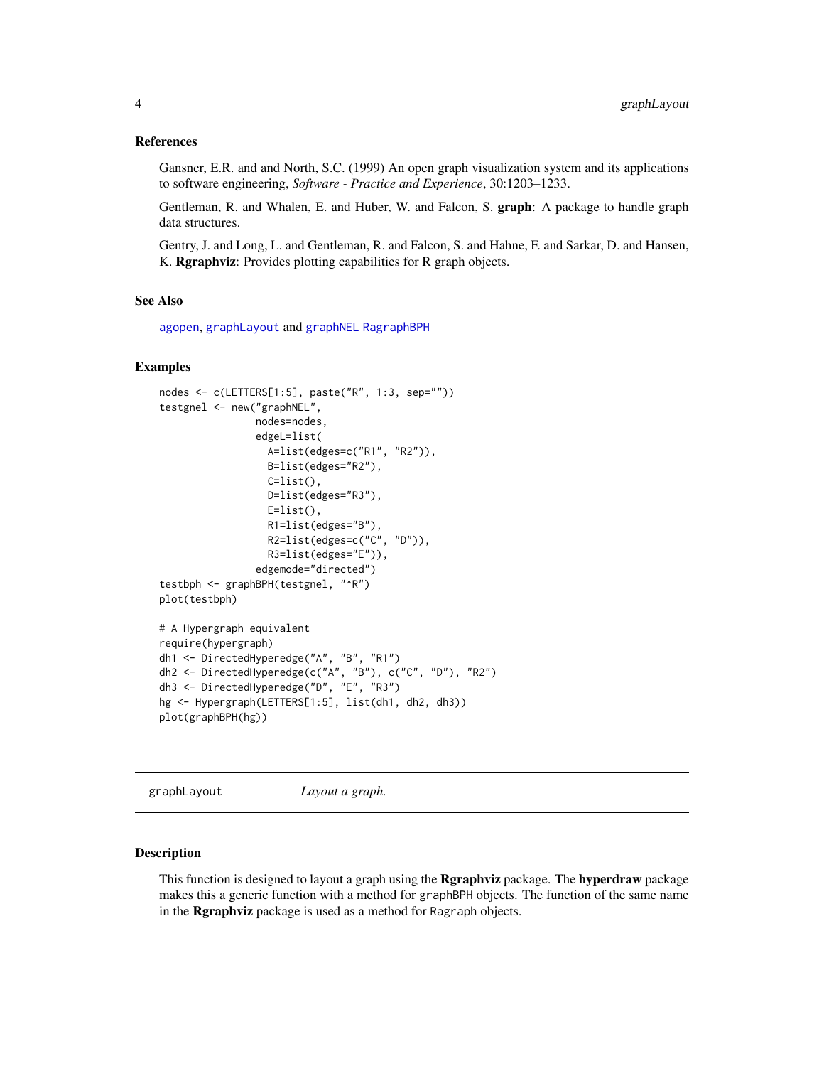### References

Gansner, E.R. and and North, S.C. (1999) An open graph visualization system and its applications to software engineering, *Software - Practice and Experience*, 30:1203–1233.

Gentleman, R. and Whalen, E. and Huber, W. and Falcon, S. **graph**: A package to handle graph data structures.

Gentry, J. and Long, L. and Gentleman, R. and Falcon, S. and Hahne, F. and Sarkar, D. and Hansen, K. **Rgraphviz**: Provides plotting capabilities for R graph objects.

### See Also

`agopen`, `graphLayout` and `graphNEL` `RagraphBPH`

### Examples

```
nodes <- c(LETTERS[1:5], paste("R", 1:3, sep=""))
testgnel <- new("graphNEL",
                nodes=nodes,
                edgeL=list(
                  A=list(edges=c("R1", "R2")),
                  B=list(edges="R2"),
                  C=list(),
                  D=list(edges="R3"),
                  E=list(),
                  R1=list(edges="B"),
                  R2=list(edges=c("C", "D")),
                  R3=list(edges="E")),
                edgemode="directed")
testbph <- graphBPH(testgnel, "^R")
plot(testbph)

# A Hypergraph equivalent
require(hypergraph)
dh1 <- DirectedHyperedge("A", "B", "R1")
dh2 <- DirectedHyperedge(c("A", "B"), c("C", "D"), "R2")
dh3 <- DirectedHyperedge("D", "E", "R3")
hg <- Hypergraph(LETTERS[1:5], list(dh1, dh2, dh3))
plot(graphBPH(hg))
```

---

## graphLayout — *Layout a graph.*

---

### Description

This function is designed to layout a graph using the **Rgraphviz** package. The **hyperdraw** package makes this a generic function with a method for `graphBPH` objects. The function of the same name in the **Rgraphviz** package is used as a method for `Ragraph` objects.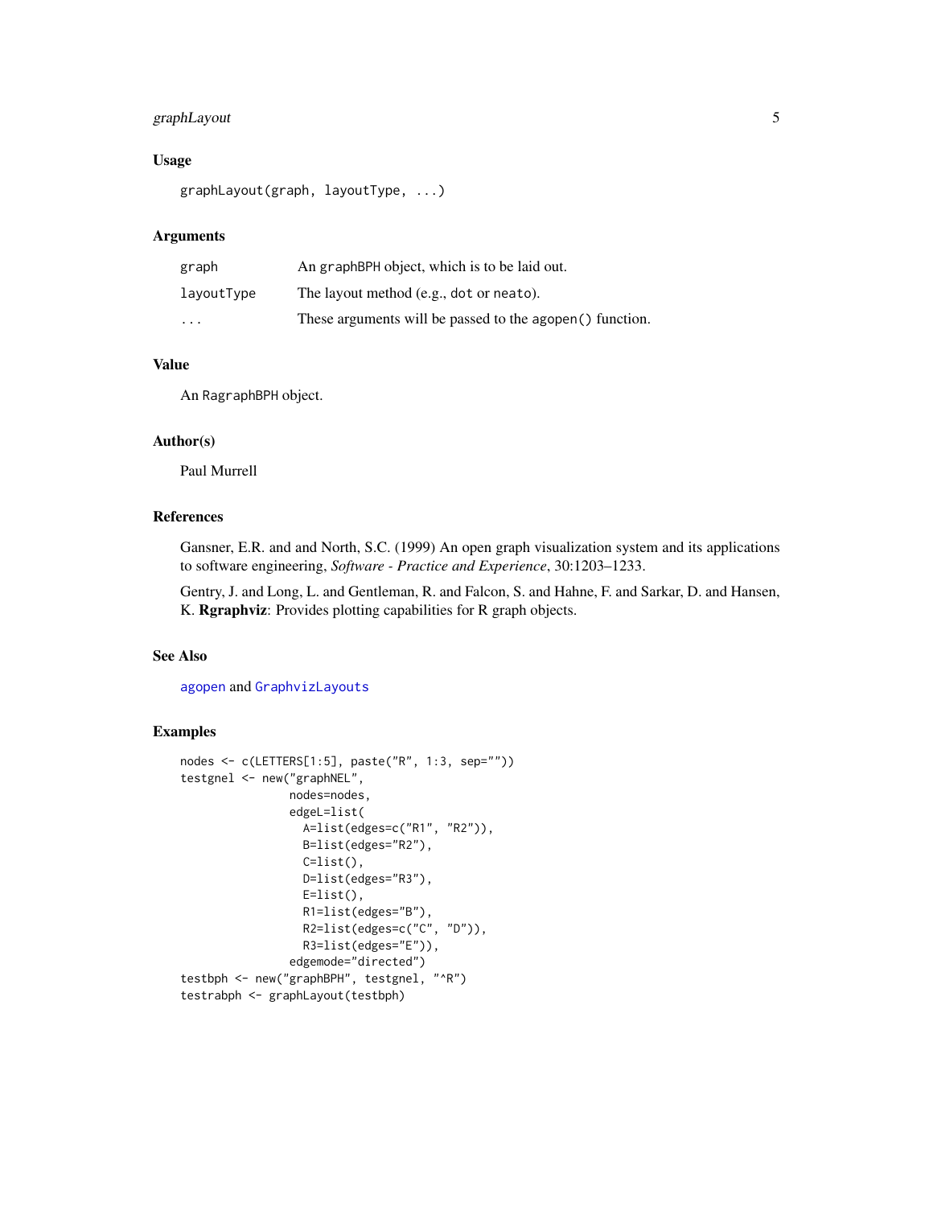## Usage

```
graphLayout(graph, layoutType, ...)
```

## Arguments

| | |
|---|---|
| `graph` | An `graphBPH` object, which is to be laid out. |
| `layoutType` | The layout method (e.g., `dot` or `neato`). |
| `...` | These arguments will be passed to the `agopen()` function. |

## Value

An `RagraphBPH` object.

## Author(s)

Paul Murrell

## References

Gansner, E.R. and and North, S.C. (1999) An open graph visualization system and its applications to software engineering, *Software - Practice and Experience*, 30:1203–1233.

Gentry, J. and Long, L. and Gentleman, R. and Falcon, S. and Hahne, F. and Sarkar, D. and Hansen, K. **Rgraphviz**: Provides plotting capabilities for R graph objects.

## See Also

`agopen` and `GraphvizLayouts`

## Examples

```
nodes <- c(LETTERS[1:5], paste("R", 1:3, sep=""))
testgnel <- new("graphNEL",
                nodes=nodes,
                edgeL=list(
                  A=list(edges=c("R1", "R2")),
                  B=list(edges="R2"),
                  C=list(),
                  D=list(edges="R3"),
                  E=list(),
                  R1=list(edges="B"),
                  R2=list(edges=c("C", "D")),
                  R3=list(edges="E")),
                edgemode="directed")
testbph <- new("graphBPH", testgnel, "^R")
testrabph <- graphLayout(testbph)
```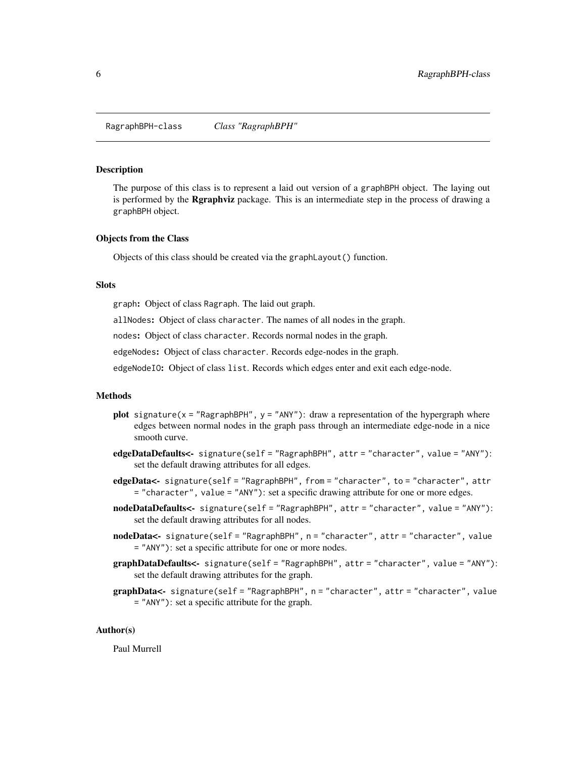# RagraphBPH-class    *Class "RagraphBPH"*

## Description

The purpose of this class is to represent a laid out version of a `graphBPH` object. The laying out is performed by the **Rgraphviz** package. This is an intermediate step in the process of drawing a `graphBPH` object.

## Objects from the Class

Objects of this class should be created via the `graphLayout()` function.

## Slots

`graph`**:** Object of class `Ragraph`. The laid out graph.

`allNodes`**:** Object of class `character`. The names of all nodes in the graph.

`nodes`**:** Object of class `character`. Records normal nodes in the graph.

`edgeNodes`**:** Object of class `character`. Records edge-nodes in the graph.

`edgeNodeIO`**:** Object of class `list`. Records which edges enter and exit each edge-node.

## Methods

**plot** `signature(x = "RagraphBPH", y = "ANY")`: draw a representation of the hypergraph where edges between normal nodes in the graph pass through an intermediate edge-node in a nice smooth curve.

**edgeDataDefaults<-** `signature(self = "RagraphBPH", attr = "character", value = "ANY")`: set the default drawing attributes for all edges.

**edgeData<-** `signature(self = "RagraphBPH", from = "character", to = "character", attr = "character", value = "ANY")`: set a specific drawing attribute for one or more edges.

**nodeDataDefaults<-** `signature(self = "RagraphBPH", attr = "character", value = "ANY")`: set the default drawing attributes for all nodes.

**nodeData<-** `signature(self = "RagraphBPH", n = "character", attr = "character", value = "ANY")`: set a specific attribute for one or more nodes.

**graphDataDefaults<-** `signature(self = "RagraphBPH", attr = "character", value = "ANY")`: set the default drawing attributes for the graph.

**graphData<-** `signature(self = "RagraphBPH", n = "character", attr = "character", value = "ANY")`: set a specific attribute for the graph.

## Author(s)

Paul Murrell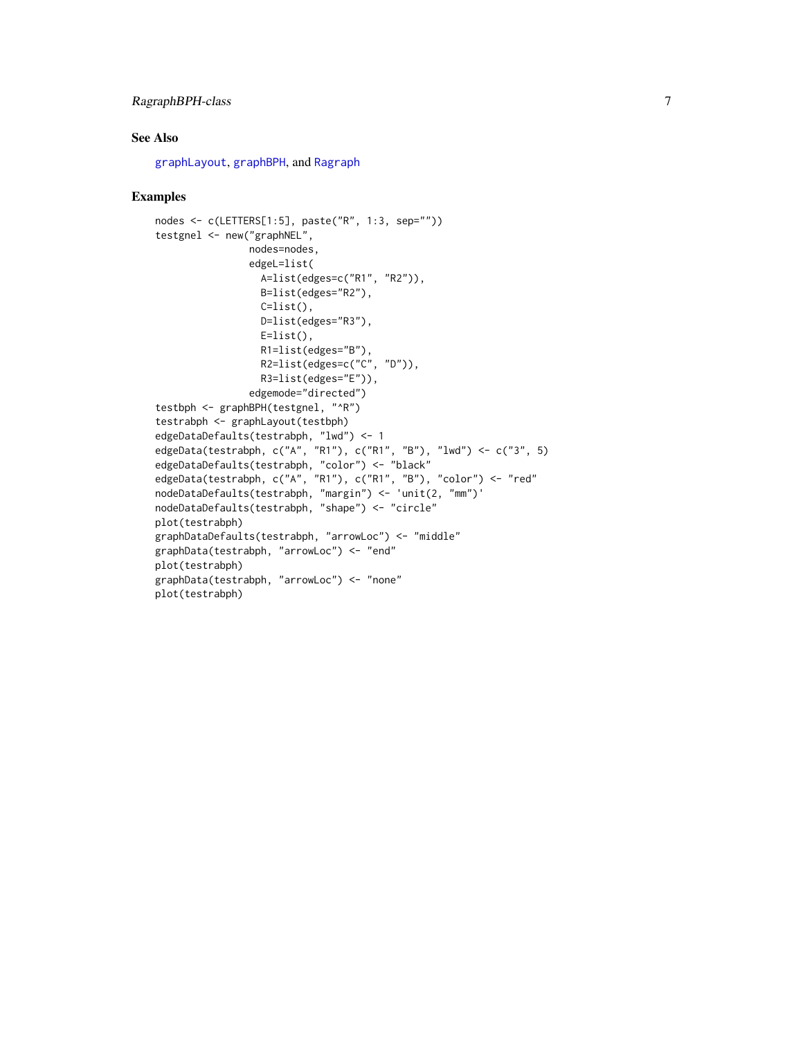## See Also

graphLayout, graphBPH, and Ragraph

## Examples

```
nodes <- c(LETTERS[1:5], paste("R", 1:3, sep=""))
testgnel <- new("graphNEL",
                nodes=nodes,
                edgeL=list(
                  A=list(edges=c("R1", "R2")),
                  B=list(edges="R2"),
                  C=list(),
                  D=list(edges="R3"),
                  E=list(),
                  R1=list(edges="B"),
                  R2=list(edges=c("C", "D")),
                  R3=list(edges="E")),
                edgemode="directed")
testbph <- graphBPH(testgnel, "^R")
testrabph <- graphLayout(testbph)
edgeDataDefaults(testrabph, "lwd") <- 1
edgeData(testrabph, c("A", "R1"), c("R1", "B"), "lwd") <- c("3", 5)
edgeDataDefaults(testrabph, "color") <- "black"
edgeData(testrabph, c("A", "R1"), c("R1", "B"), "color") <- "red"
nodeDataDefaults(testrabph, "margin") <- 'unit(2, "mm")'
nodeDataDefaults(testrabph, "shape") <- "circle"
plot(testrabph)
graphDataDefaults(testrabph, "arrowLoc") <- "middle"
graphData(testrabph, "arrowLoc") <- "end"
plot(testrabph)
graphData(testrabph, "arrowLoc") <- "none"
plot(testrabph)
```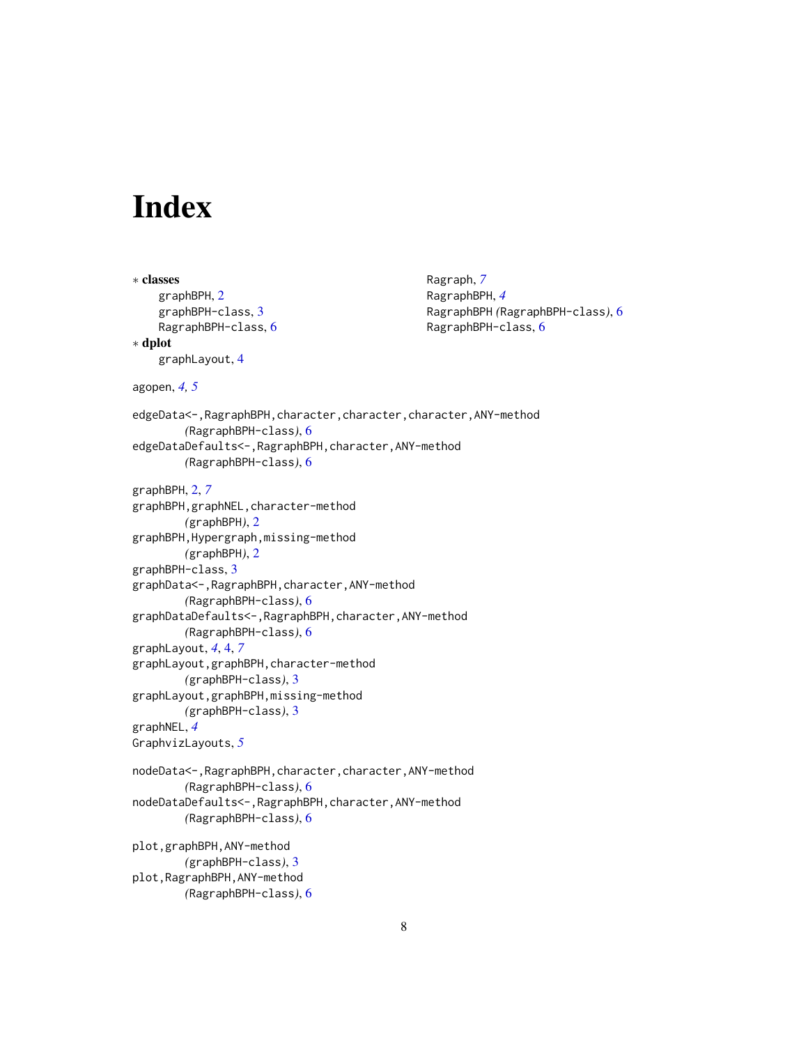# Index

∗ **classes**
- graphBPH, 2
- graphBPH-class, 3
- RagraphBPH-class, 6

∗ **dplot**
- graphLayout, 4

agopen, *4, 5*

edgeData<-,RagraphBPH,character,character,character,ANY-method
    *(*RagraphBPH-class*)*, 6
edgeDataDefaults<-,RagraphBPH,character,ANY-method
    *(*RagraphBPH-class*)*, 6

graphBPH, 2, *7*
graphBPH,graphNEL,character-method
    *(*graphBPH*)*, 2
graphBPH,Hypergraph,missing-method
    *(*graphBPH*)*, 2
graphBPH-class, 3
graphData<-,RagraphBPH,character,ANY-method
    *(*RagraphBPH-class*)*, 6
graphDataDefaults<-,RagraphBPH,character,ANY-method
    *(*RagraphBPH-class*)*, 6
graphLayout, *4*, 4, *7*
graphLayout,graphBPH,character-method
    *(*graphBPH-class*)*, 3
graphLayout,graphBPH,missing-method
    *(*graphBPH-class*)*, 3
graphNEL, *4*
GraphvizLayouts, *5*

nodeData<-,RagraphBPH,character,character,ANY-method
    *(*RagraphBPH-class*)*, 6
nodeDataDefaults<-,RagraphBPH,character,ANY-method
    *(*RagraphBPH-class*)*, 6

plot,graphBPH,ANY-method
    *(*graphBPH-class*)*, 3
plot,RagraphBPH,ANY-method
    *(*RagraphBPH-class*)*, 6

Ragraph, *7*
RagraphBPH, *4*
RagraphBPH *(*RagraphBPH-class*)*, 6
RagraphBPH-class, 6